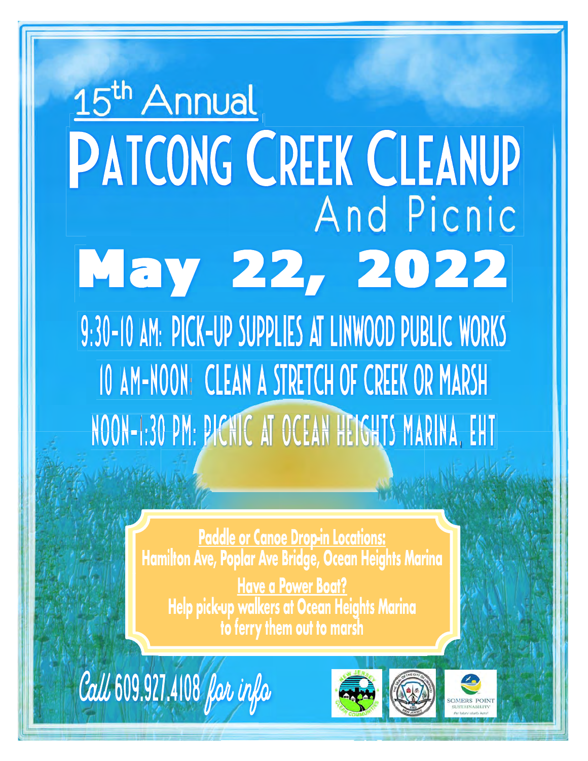15th Annual

# Patcong Creek Cleanup

## And Picnic

# May 22, 2022

**9:30-10 AM: PICK-UP SUPPLIES AT LINWOOD PUBLIC WORKS**

**10 AM-NOON: CLEAN A STRETCH OF CREEK OR MARSH**

**NOON-1:30 PM: PICNIC AT OCEAN HEIGHTS MARINA, EHT**

**Paddle or Canoe Drop-in Locations:**
**Hamilton Ave, Poplar Ave Bridge, Ocean Heights Marina**

**Have a Power Boat?**
**Help pick-up walkers at Ocean Heights Marina to ferry them out to marsh**

*Call 609.927.4108 for info*

SOMERS POINT SUSTAINABILITY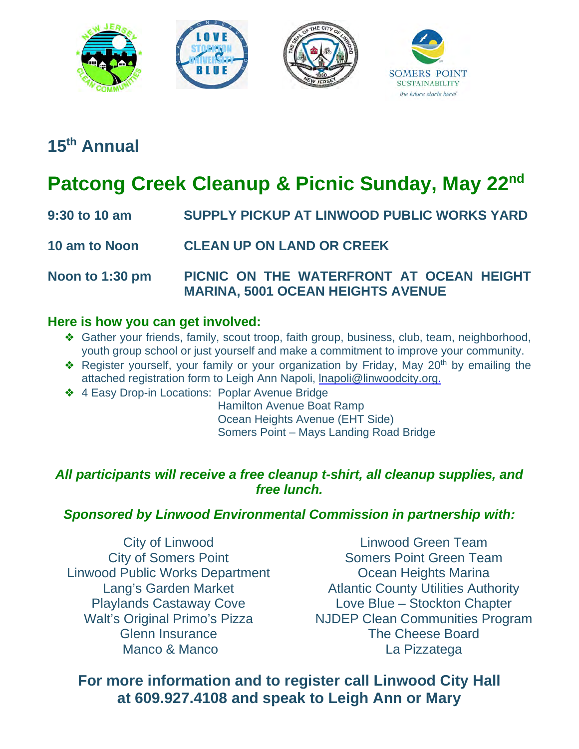## 15th Annual

# Patcong Creek Cleanup & Picnic Sunday, May 22nd

| | |
|---|---|
| **9:30 to 10 am** | **SUPPLY PICKUP AT LINWOOD PUBLIC WORKS YARD** |
| **10 am to Noon** | **CLEAN UP ON LAND OR CREEK** |
| **Noon to 1:30 pm** | **PICNIC ON THE WATERFRONT AT OCEAN HEIGHT MARINA, 5001 OCEAN HEIGHTS AVENUE** |

### Here is how you can get involved:

- Gather your friends, family, scout troop, faith group, business, club, team, neighborhood, youth group school or just yourself and make a commitment to improve your community.
- Register yourself, your family or your organization by Friday, May 20th by emailing the attached registration form to Leigh Ann Napoli, lnapoli@linwoodcity.org.
- 4 Easy Drop-in Locations: Poplar Avenue Bridge
  Hamilton Avenue Boat Ramp
  Ocean Heights Avenue (EHT Side)
  Somers Point – Mays Landing Road Bridge

***All participants will receive a free cleanup t-shirt, all cleanup supplies, and free lunch.***

***Sponsored by Linwood Environmental Commission in partnership with:***

City of Linwood
City of Somers Point
Linwood Public Works Department
Lang's Garden Market
Playlands Castaway Cove
Walt's Original Primo's Pizza
Glenn Insurance
Manco & Manco
Linwood Green Team
Somers Point Green Team
Ocean Heights Marina
Atlantic County Utilities Authority
Love Blue – Stockton Chapter
NJDEP Clean Communities Program
The Cheese Board
La Pizzatega

**For more information and to register call Linwood City Hall at 609.927.4108 and speak to Leigh Ann or Mary**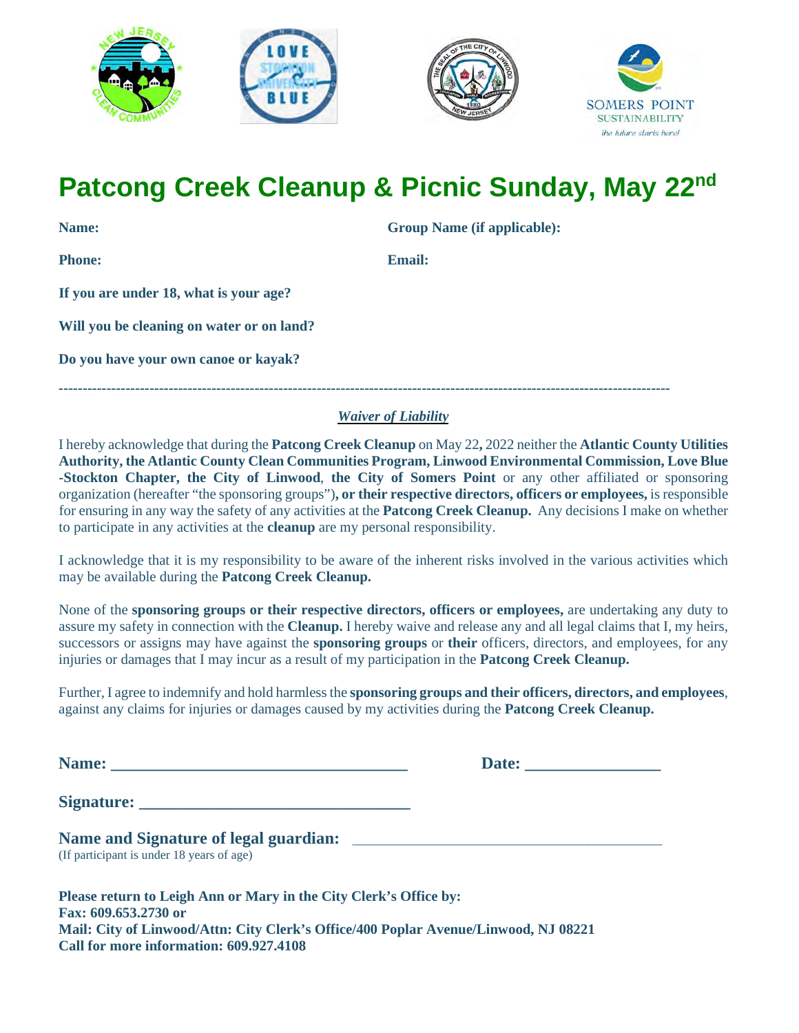# Patcong Creek Cleanup & Picnic Sunday, May 22nd

**Name:** 

**Group Name (if applicable):**

**Phone:** 

**Email:**

**If you are under 18, what is your age?**

**Will you be cleaning on water or on land?**

**Do you have your own canoe or kayak?**

---

***Waiver of Liability***

I hereby acknowledge that during the **Patcong Creek Cleanup** on May 22**,** 2022 neither the **Atlantic County Utilities Authority, the Atlantic County Clean Communities Program, Linwood Environmental Commission, Love Blue -Stockton Chapter, the City of Linwood**, **the City of Somers Point** or any other affiliated or sponsoring organization (hereafter "the sponsoring groups")**, or their respective directors, officers or employees,** is responsible for ensuring in any way the safety of any activities at the **Patcong Creek Cleanup.** Any decisions I make on whether to participate in any activities at the **cleanup** are my personal responsibility.

I acknowledge that it is my responsibility to be aware of the inherent risks involved in the various activities which may be available during the **Patcong Creek Cleanup.**

None of the **sponsoring groups or their respective directors, officers or employees,** are undertaking any duty to assure my safety in connection with the **Cleanup.** I hereby waive and release any and all legal claims that I, my heirs, successors or assigns may have against the **sponsoring groups** or **their** officers, directors, and employees, for any injuries or damages that I may incur as a result of my participation in the **Patcong Creek Cleanup.**

Further, I agree to indemnify and hold harmless the **sponsoring groups and their officers, directors, and employees**, against any claims for injuries or damages caused by my activities during the **Patcong Creek Cleanup.**

**Name: ___________________________________** **Date: ________________**

**Signature: ________________________________**

**Name and Signature of legal guardian:** ________________________________________
(If participant is under 18 years of age)

**Please return to Leigh Ann or Mary in the City Clerk's Office by:**
**Fax: 609.653.2730 or**
**Mail: City of Linwood/Attn: City Clerk's Office/400 Poplar Avenue/Linwood, NJ 08221**
**Call for more information: 609.927.4108**